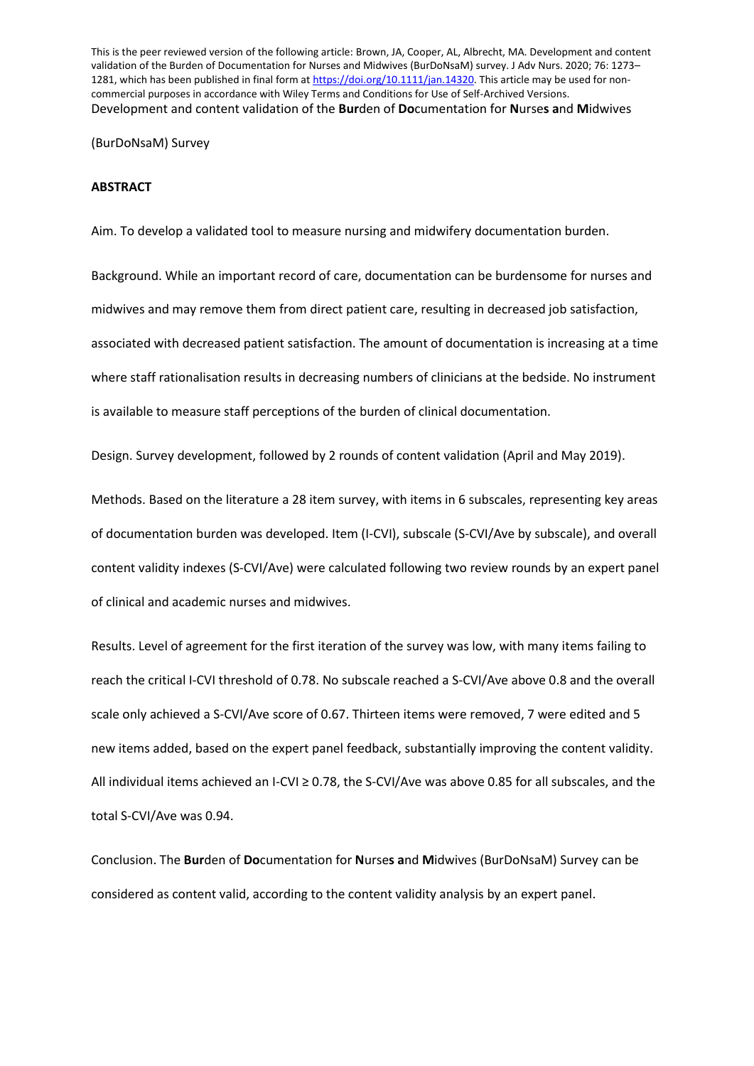This is the peer reviewed version of the following article: Brown, JA, Cooper, AL, Albrecht, MA. Development and content validation of the Burden of Documentation for Nurses and Midwives (BurDoNsaM) survey. J Adv Nurs. 2020; 76: 1273–1281, which has been published in final form at https://doi.org/10.1111/jan.14320. This article may be used for non-commercial purposes in accordance with Wiley Terms and Conditions for Use of Self-Archived Versions.

# Development and content validation of the **Bur**den of **Do**cumentation for **N**urse**s** **a**nd **M**idwives (BurDoNsaM) Survey

## ABSTRACT

Aim. To develop a validated tool to measure nursing and midwifery documentation burden.

Background. While an important record of care, documentation can be burdensome for nurses and midwives and may remove them from direct patient care, resulting in decreased job satisfaction, associated with decreased patient satisfaction. The amount of documentation is increasing at a time where staff rationalisation results in decreasing numbers of clinicians at the bedside. No instrument is available to measure staff perceptions of the burden of clinical documentation.

Design. Survey development, followed by 2 rounds of content validation (April and May 2019).

Methods. Based on the literature a 28 item survey, with items in 6 subscales, representing key areas of documentation burden was developed. Item (I-CVI), subscale (S-CVI/Ave by subscale), and overall content validity indexes (S-CVI/Ave) were calculated following two review rounds by an expert panel of clinical and academic nurses and midwives.

Results. Level of agreement for the first iteration of the survey was low, with many items failing to reach the critical I-CVI threshold of 0.78. No subscale reached a S-CVI/Ave above 0.8 and the overall scale only achieved a S-CVI/Ave score of 0.67. Thirteen items were removed, 7 were edited and 5 new items added, based on the expert panel feedback, substantially improving the content validity. All individual items achieved an I-CVI ≥ 0.78, the S-CVI/Ave was above 0.85 for all subscales, and the total S-CVI/Ave was 0.94.

Conclusion. The **Bur**den of **Do**cumentation for **N**urse**s** **a**nd **M**idwives (BurDoNsaM) Survey can be considered as content valid, according to the content validity analysis by an expert panel.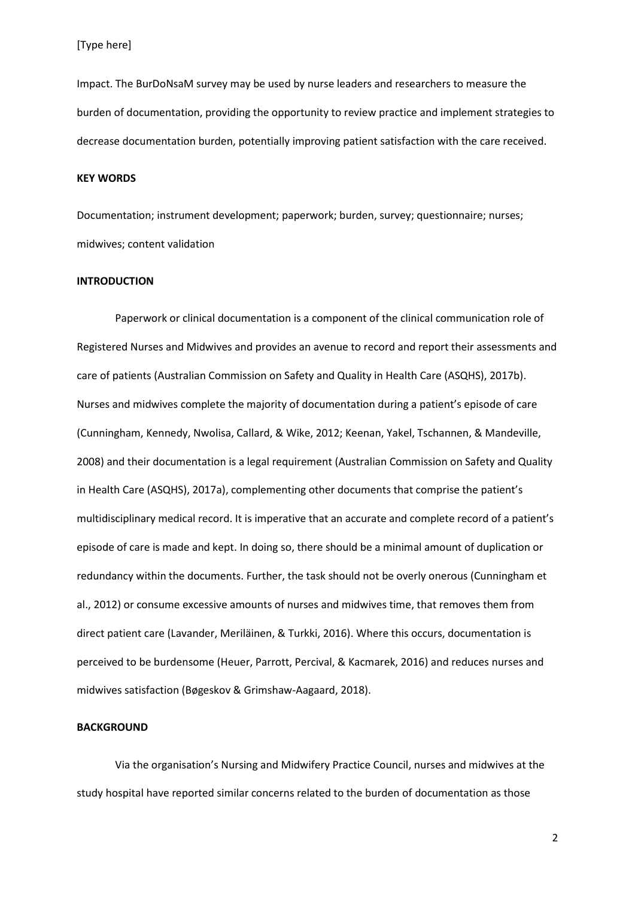Impact. The BurDoNsaM survey may be used by nurse leaders and researchers to measure the burden of documentation, providing the opportunity to review practice and implement strategies to decrease documentation burden, potentially improving patient satisfaction with the care received.

**KEY WORDS**

Documentation; instrument development; paperwork; burden, survey; questionnaire; nurses; midwives; content validation

**INTRODUCTION**

Paperwork or clinical documentation is a component of the clinical communication role of Registered Nurses and Midwives and provides an avenue to record and report their assessments and care of patients (Australian Commission on Safety and Quality in Health Care (ASQHS), 2017b). Nurses and midwives complete the majority of documentation during a patient's episode of care (Cunningham, Kennedy, Nwolisa, Callard, & Wike, 2012; Keenan, Yakel, Tschannen, & Mandeville, 2008) and their documentation is a legal requirement (Australian Commission on Safety and Quality in Health Care (ASQHS), 2017a), complementing other documents that comprise the patient's multidisciplinary medical record. It is imperative that an accurate and complete record of a patient's episode of care is made and kept. In doing so, there should be a minimal amount of duplication or redundancy within the documents. Further, the task should not be overly onerous (Cunningham et al., 2012) or consume excessive amounts of nurses and midwives time, that removes them from direct patient care (Lavander, Meriläinen, & Turkki, 2016). Where this occurs, documentation is perceived to be burdensome (Heuer, Parrott, Percival, & Kacmarek, 2016) and reduces nurses and midwives satisfaction (Bøgeskov & Grimshaw-Aagaard, 2018).

**BACKGROUND**

Via the organisation's Nursing and Midwifery Practice Council, nurses and midwives at the study hospital have reported similar concerns related to the burden of documentation as those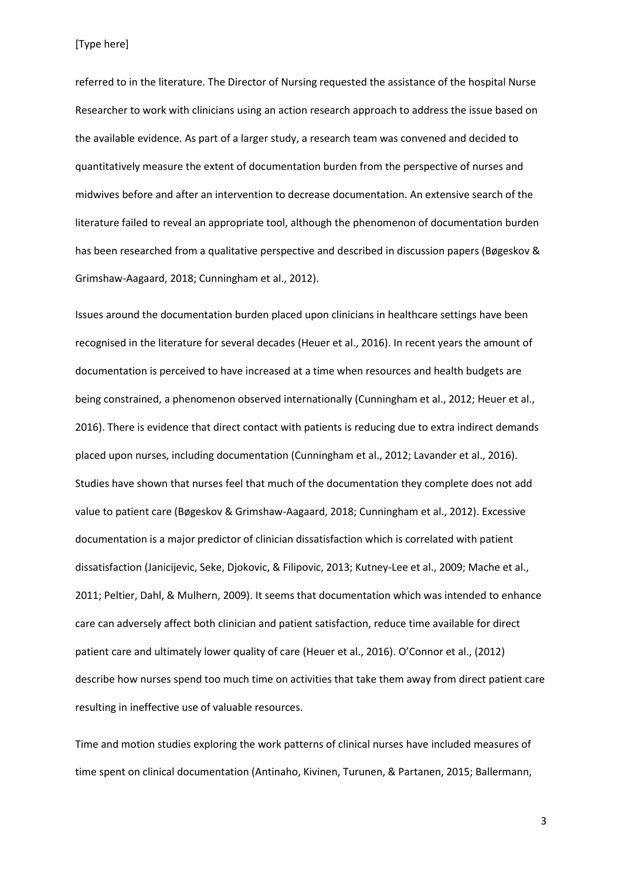referred to in the literature. The Director of Nursing requested the assistance of the hospital Nurse Researcher to work with clinicians using an action research approach to address the issue based on the available evidence. As part of a larger study, a research team was convened and decided to quantitatively measure the extent of documentation burden from the perspective of nurses and midwives before and after an intervention to decrease documentation. An extensive search of the literature failed to reveal an appropriate tool, although the phenomenon of documentation burden has been researched from a qualitative perspective and described in discussion papers (Bøgeskov & Grimshaw-Aagaard, 2018; Cunningham et al., 2012).

Issues around the documentation burden placed upon clinicians in healthcare settings have been recognised in the literature for several decades (Heuer et al., 2016). In recent years the amount of documentation is perceived to have increased at a time when resources and health budgets are being constrained, a phenomenon observed internationally (Cunningham et al., 2012; Heuer et al., 2016). There is evidence that direct contact with patients is reducing due to extra indirect demands placed upon nurses, including documentation (Cunningham et al., 2012; Lavander et al., 2016). Studies have shown that nurses feel that much of the documentation they complete does not add value to patient care (Bøgeskov & Grimshaw-Aagaard, 2018; Cunningham et al., 2012). Excessive documentation is a major predictor of clinician dissatisfaction which is correlated with patient dissatisfaction (Janicijevic, Seke, Djokovic, & Filipovic, 2013; Kutney-Lee et al., 2009; Mache et al., 2011; Peltier, Dahl, & Mulhern, 2009). It seems that documentation which was intended to enhance care can adversely affect both clinician and patient satisfaction, reduce time available for direct patient care and ultimately lower quality of care (Heuer et al., 2016). O'Connor et al., (2012) describe how nurses spend too much time on activities that take them away from direct patient care resulting in ineffective use of valuable resources.

Time and motion studies exploring the work patterns of clinical nurses have included measures of time spent on clinical documentation (Antinaho, Kivinen, Turunen, & Partanen, 2015; Ballermann,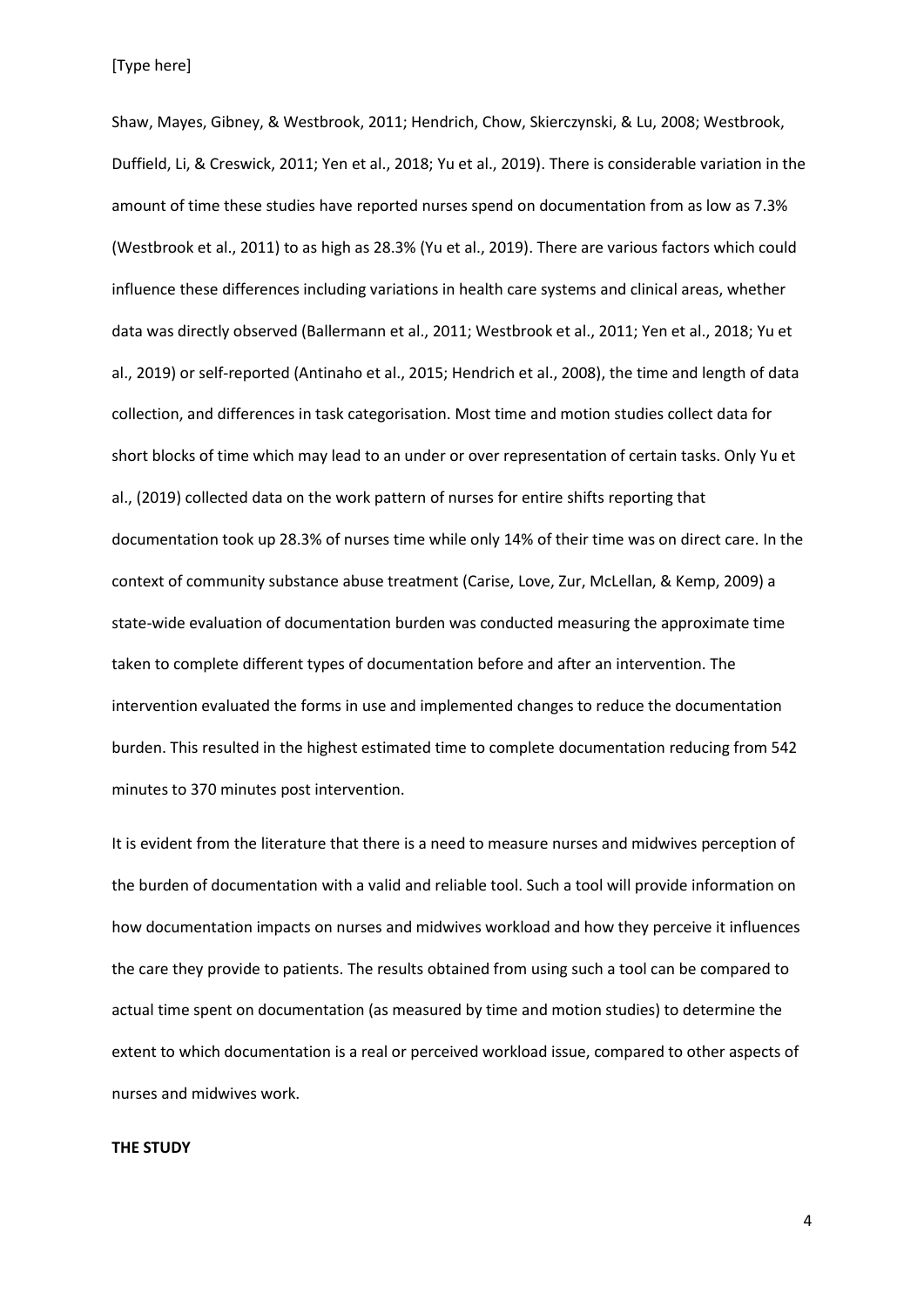Shaw, Mayes, Gibney, & Westbrook, 2011; Hendrich, Chow, Skierczynski, & Lu, 2008; Westbrook, Duffield, Li, & Creswick, 2011; Yen et al., 2018; Yu et al., 2019). There is considerable variation in the amount of time these studies have reported nurses spend on documentation from as low as 7.3% (Westbrook et al., 2011) to as high as 28.3% (Yu et al., 2019). There are various factors which could influence these differences including variations in health care systems and clinical areas, whether data was directly observed (Ballermann et al., 2011; Westbrook et al., 2011; Yen et al., 2018; Yu et al., 2019) or self-reported (Antinaho et al., 2015; Hendrich et al., 2008), the time and length of data collection, and differences in task categorisation. Most time and motion studies collect data for short blocks of time which may lead to an under or over representation of certain tasks. Only Yu et al., (2019) collected data on the work pattern of nurses for entire shifts reporting that documentation took up 28.3% of nurses time while only 14% of their time was on direct care. In the context of community substance abuse treatment (Carise, Love, Zur, McLellan, & Kemp, 2009) a state-wide evaluation of documentation burden was conducted measuring the approximate time taken to complete different types of documentation before and after an intervention. The intervention evaluated the forms in use and implemented changes to reduce the documentation burden. This resulted in the highest estimated time to complete documentation reducing from 542 minutes to 370 minutes post intervention.

It is evident from the literature that there is a need to measure nurses and midwives perception of the burden of documentation with a valid and reliable tool. Such a tool will provide information on how documentation impacts on nurses and midwives workload and how they perceive it influences the care they provide to patients. The results obtained from using such a tool can be compared to actual time spent on documentation (as measured by time and motion studies) to determine the extent to which documentation is a real or perceived workload issue, compared to other aspects of nurses and midwives work.

## THE STUDY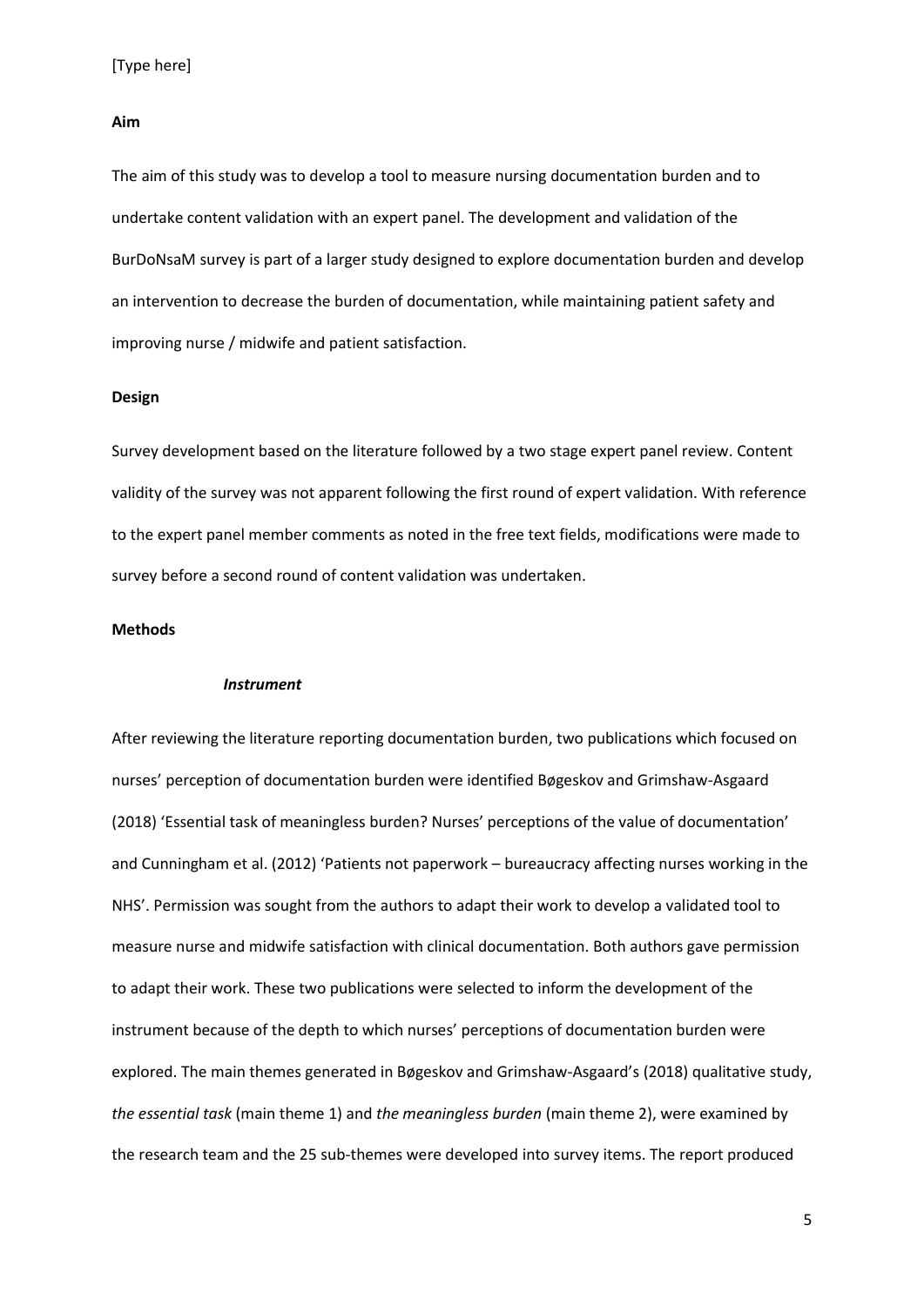**Aim**

The aim of this study was to develop a tool to measure nursing documentation burden and to undertake content validation with an expert panel. The development and validation of the BurDoNsaM survey is part of a larger study designed to explore documentation burden and develop an intervention to decrease the burden of documentation, while maintaining patient safety and improving nurse / midwife and patient satisfaction.

**Design**

Survey development based on the literature followed by a two stage expert panel review. Content validity of the survey was not apparent following the first round of expert validation. With reference to the expert panel member comments as noted in the free text fields, modifications were made to survey before a second round of content validation was undertaken.

**Methods**

***Instrument***

After reviewing the literature reporting documentation burden, two publications which focused on nurses' perception of documentation burden were identified Bøgeskov and Grimshaw-Asgaard (2018) 'Essential task of meaningless burden? Nurses' perceptions of the value of documentation' and Cunningham et al. (2012) 'Patients not paperwork – bureaucracy affecting nurses working in the NHS'. Permission was sought from the authors to adapt their work to develop a validated tool to measure nurse and midwife satisfaction with clinical documentation. Both authors gave permission to adapt their work. These two publications were selected to inform the development of the instrument because of the depth to which nurses' perceptions of documentation burden were explored. The main themes generated in Bøgeskov and Grimshaw-Asgaard's (2018) qualitative study, *the essential task* (main theme 1) and *the meaningless burden* (main theme 2), were examined by the research team and the 25 sub-themes were developed into survey items. The report produced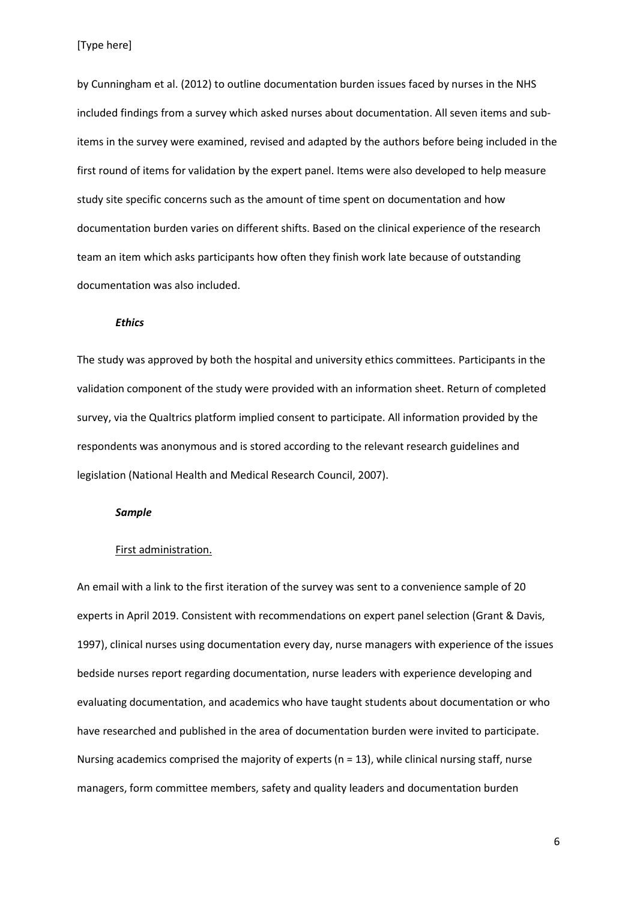by Cunningham et al. (2012) to outline documentation burden issues faced by nurses in the NHS included findings from a survey which asked nurses about documentation. All seven items and sub-items in the survey were examined, revised and adapted by the authors before being included in the first round of items for validation by the expert panel. Items were also developed to help measure study site specific concerns such as the amount of time spent on documentation and how documentation burden varies on different shifts. Based on the clinical experience of the research team an item which asks participants how often they finish work late because of outstanding documentation was also included.

***Ethics***

The study was approved by both the hospital and university ethics committees. Participants in the validation component of the study were provided with an information sheet. Return of completed survey, via the Qualtrics platform implied consent to participate. All information provided by the respondents was anonymous and is stored according to the relevant research guidelines and legislation (National Health and Medical Research Council, 2007).

***Sample***

<u>First administration.</u>

An email with a link to the first iteration of the survey was sent to a convenience sample of 20 experts in April 2019. Consistent with recommendations on expert panel selection (Grant & Davis, 1997), clinical nurses using documentation every day, nurse managers with experience of the issues bedside nurses report regarding documentation, nurse leaders with experience developing and evaluating documentation, and academics who have taught students about documentation or who have researched and published in the area of documentation burden were invited to participate. Nursing academics comprised the majority of experts (n = 13), while clinical nursing staff, nurse managers, form committee members, safety and quality leaders and documentation burden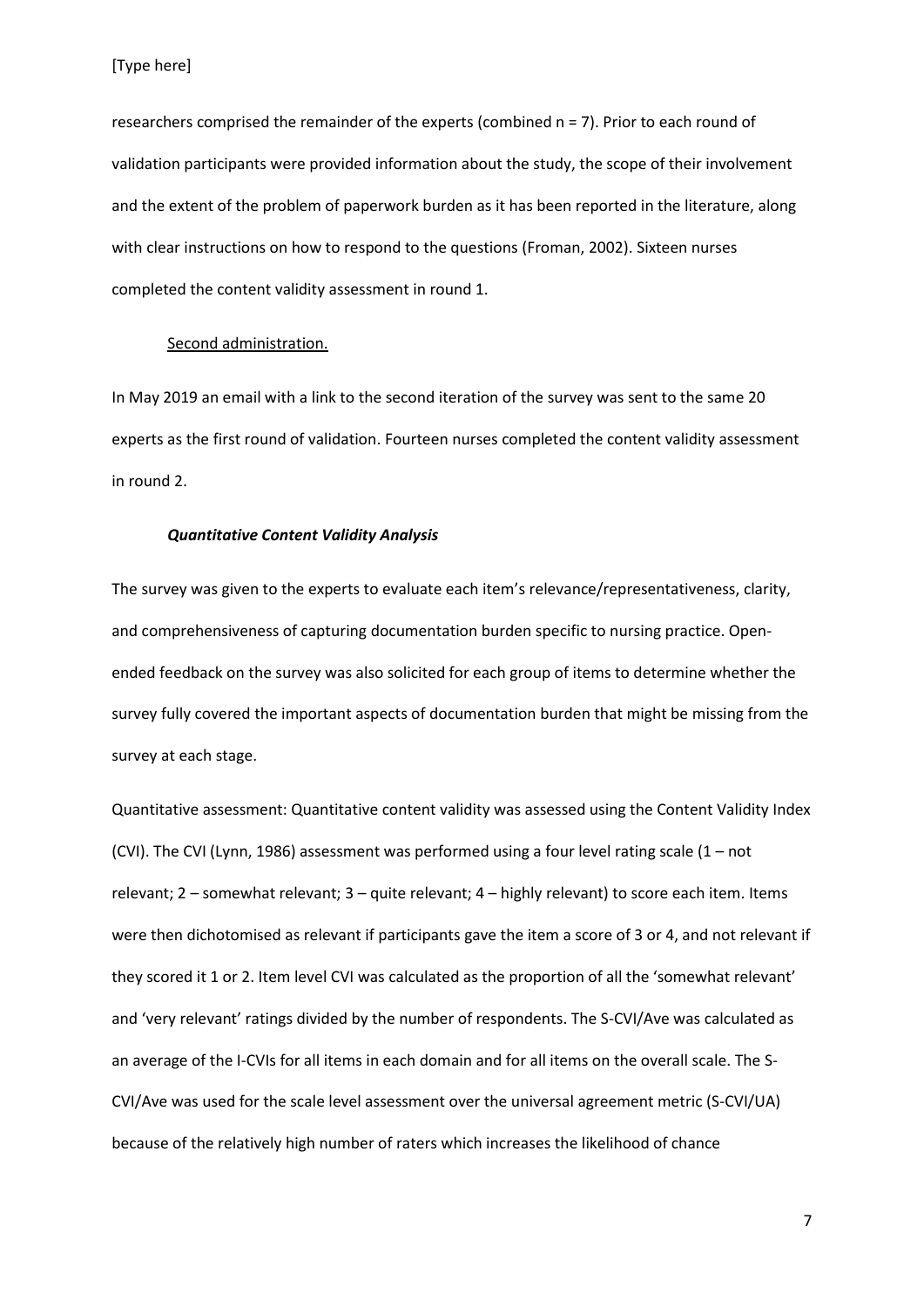researchers comprised the remainder of the experts (combined n = 7). Prior to each round of validation participants were provided information about the study, the scope of their involvement and the extent of the problem of paperwork burden as it has been reported in the literature, along with clear instructions on how to respond to the questions (Froman, 2002). Sixteen nurses completed the content validity assessment in round 1.

<u>Second administration.</u>

In May 2019 an email with a link to the second iteration of the survey was sent to the same 20 experts as the first round of validation. Fourteen nurses completed the content validity assessment in round 2.

***Quantitative Content Validity Analysis***

The survey was given to the experts to evaluate each item's relevance/representativeness, clarity, and comprehensiveness of capturing documentation burden specific to nursing practice. Open-ended feedback on the survey was also solicited for each group of items to determine whether the survey fully covered the important aspects of documentation burden that might be missing from the survey at each stage.

Quantitative assessment: Quantitative content validity was assessed using the Content Validity Index (CVI). The CVI (Lynn, 1986) assessment was performed using a four level rating scale (1 – not relevant; 2 – somewhat relevant; 3 – quite relevant; 4 – highly relevant) to score each item. Items were then dichotomised as relevant if participants gave the item a score of 3 or 4, and not relevant if they scored it 1 or 2. Item level CVI was calculated as the proportion of all the 'somewhat relevant' and 'very relevant' ratings divided by the number of respondents. The S-CVI/Ave was calculated as an average of the I-CVIs for all items in each domain and for all items on the overall scale. The S-CVI/Ave was used for the scale level assessment over the universal agreement metric (S-CVI/UA) because of the relatively high number of raters which increases the likelihood of chance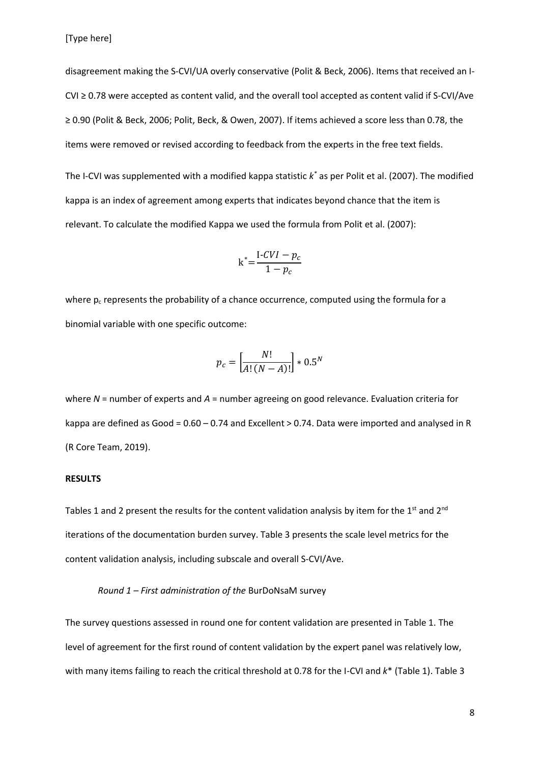disagreement making the S-CVI/UA overly conservative (Polit & Beck, 2006). Items that received an I-CVI ≥ 0.78 were accepted as content valid, and the overall tool accepted as content valid if S-CVI/Ave ≥ 0.90 (Polit & Beck, 2006; Polit, Beck, & Owen, 2007). If items achieved a score less than 0.78, the items were removed or revised according to feedback from the experts in the free text fields.

The I-CVI was supplemented with a modified kappa statistic $k^*$ as per Polit et al. (2007). The modified kappa is an index of agreement among experts that indicates beyond chance that the item is relevant. To calculate the modified Kappa we used the formula from Polit et al. (2007):

$$\mathrm{k}^* = \frac{\text{I-}CVI - p_c}{1 - p_c}$$

where $p_c$ represents the probability of a chance occurrence, computed using the formula for a binomial variable with one specific outcome:

$$p_c = \left[\frac{N!}{A!\,(N-A)!}\right] * 0.5^N$$

where $N$ = number of experts and $A$ = number agreeing on good relevance. Evaluation criteria for kappa are defined as Good = 0.60 – 0.74 and Excellent > 0.74. Data were imported and analysed in R (R Core Team, 2019).

## RESULTS

Tables 1 and 2 present the results for the content validation analysis by item for the 1st and 2nd iterations of the documentation burden survey. Table 3 presents the scale level metrics for the content validation analysis, including subscale and overall S-CVI/Ave.

### *Round 1 – First administration of the* BurDoNsaM survey

The survey questions assessed in round one for content validation are presented in Table 1. The level of agreement for the first round of content validation by the expert panel was relatively low, with many items failing to reach the critical threshold at 0.78 for the I-CVI and $k^*$ (Table 1). Table 3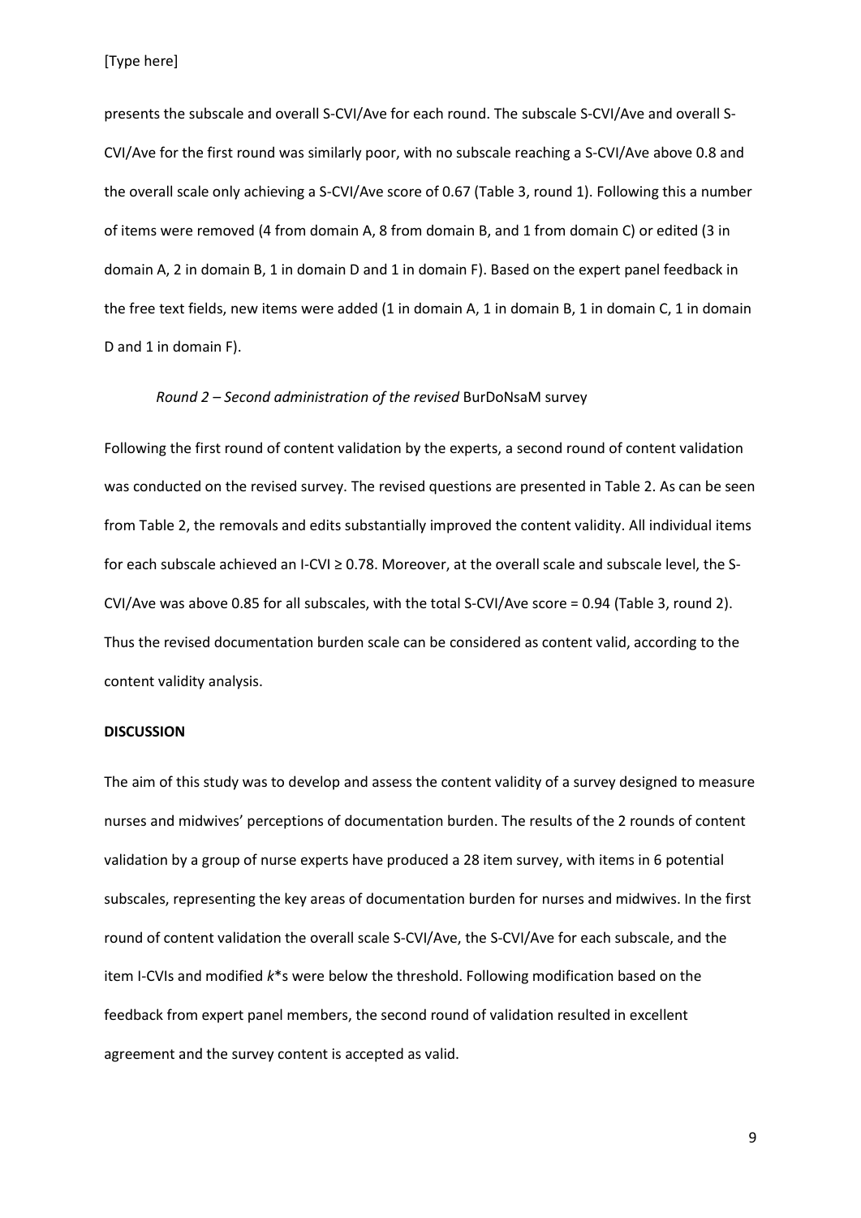presents the subscale and overall S-CVI/Ave for each round. The subscale S-CVI/Ave and overall S-CVI/Ave for the first round was similarly poor, with no subscale reaching a S-CVI/Ave above 0.8 and the overall scale only achieving a S-CVI/Ave score of 0.67 (Table 3, round 1). Following this a number of items were removed (4 from domain A, 8 from domain B, and 1 from domain C) or edited (3 in domain A, 2 in domain B, 1 in domain D and 1 in domain F). Based on the expert panel feedback in the free text fields, new items were added (1 in domain A, 1 in domain B, 1 in domain C, 1 in domain D and 1 in domain F).

*Round 2 – Second administration of the revised* BurDoNsaM survey

Following the first round of content validation by the experts, a second round of content validation was conducted on the revised survey. The revised questions are presented in Table 2. As can be seen from Table 2, the removals and edits substantially improved the content validity. All individual items for each subscale achieved an I-CVI ≥ 0.78. Moreover, at the overall scale and subscale level, the S-CVI/Ave was above 0.85 for all subscales, with the total S-CVI/Ave score = 0.94 (Table 3, round 2). Thus the revised documentation burden scale can be considered as content valid, according to the content validity analysis.

**DISCUSSION**

The aim of this study was to develop and assess the content validity of a survey designed to measure nurses and midwives' perceptions of documentation burden. The results of the 2 rounds of content validation by a group of nurse experts have produced a 28 item survey, with items in 6 potential subscales, representing the key areas of documentation burden for nurses and midwives. In the first round of content validation the overall scale S-CVI/Ave, the S-CVI/Ave for each subscale, and the item I-CVIs and modified $k^*$s were below the threshold. Following modification based on the feedback from expert panel members, the second round of validation resulted in excellent agreement and the survey content is accepted as valid.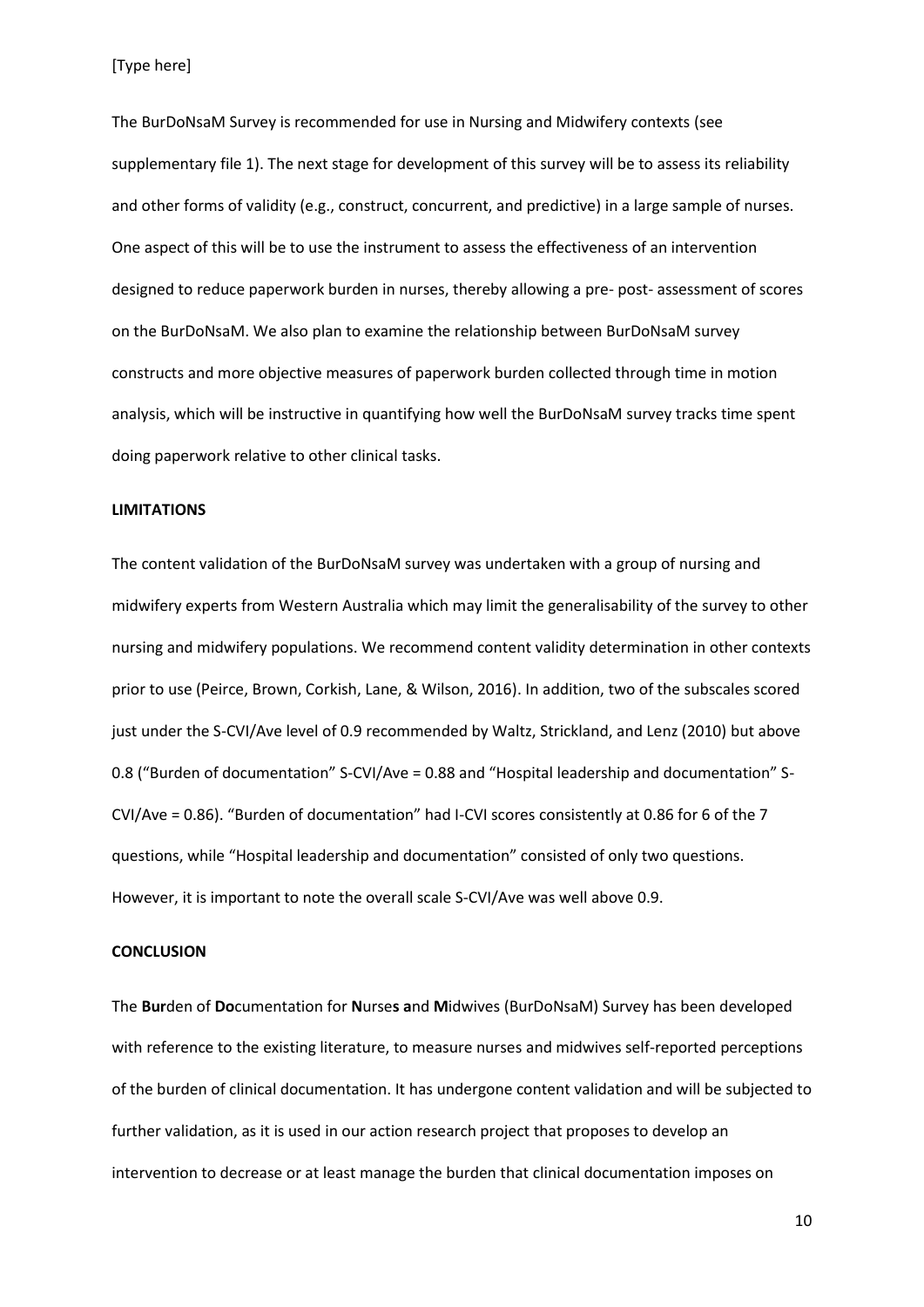The BurDoNsaM Survey is recommended for use in Nursing and Midwifery contexts (see supplementary file 1). The next stage for development of this survey will be to assess its reliability and other forms of validity (e.g., construct, concurrent, and predictive) in a large sample of nurses. One aspect of this will be to use the instrument to assess the effectiveness of an intervention designed to reduce paperwork burden in nurses, thereby allowing a pre- post- assessment of scores on the BurDoNsaM. We also plan to examine the relationship between BurDoNsaM survey constructs and more objective measures of paperwork burden collected through time in motion analysis, which will be instructive in quantifying how well the BurDoNsaM survey tracks time spent doing paperwork relative to other clinical tasks.

## LIMITATIONS

The content validation of the BurDoNsaM survey was undertaken with a group of nursing and midwifery experts from Western Australia which may limit the generalisability of the survey to other nursing and midwifery populations. We recommend content validity determination in other contexts prior to use (Peirce, Brown, Corkish, Lane, & Wilson, 2016). In addition, two of the subscales scored just under the S-CVI/Ave level of 0.9 recommended by Waltz, Strickland, and Lenz (2010) but above 0.8 ("Burden of documentation" S-CVI/Ave = 0.88 and "Hospital leadership and documentation" S-CVI/Ave = 0.86). "Burden of documentation" had I-CVI scores consistently at 0.86 for 6 of the 7 questions, while "Hospital leadership and documentation" consisted of only two questions. However, it is important to note the overall scale S-CVI/Ave was well above 0.9.

## CONCLUSION

The **Bur**den of **Do**cumentation for **N**urse**s** **a**nd **M**idwives (BurDoNsaM) Survey has been developed with reference to the existing literature, to measure nurses and midwives self-reported perceptions of the burden of clinical documentation. It has undergone content validation and will be subjected to further validation, as it is used in our action research project that proposes to develop an intervention to decrease or at least manage the burden that clinical documentation imposes on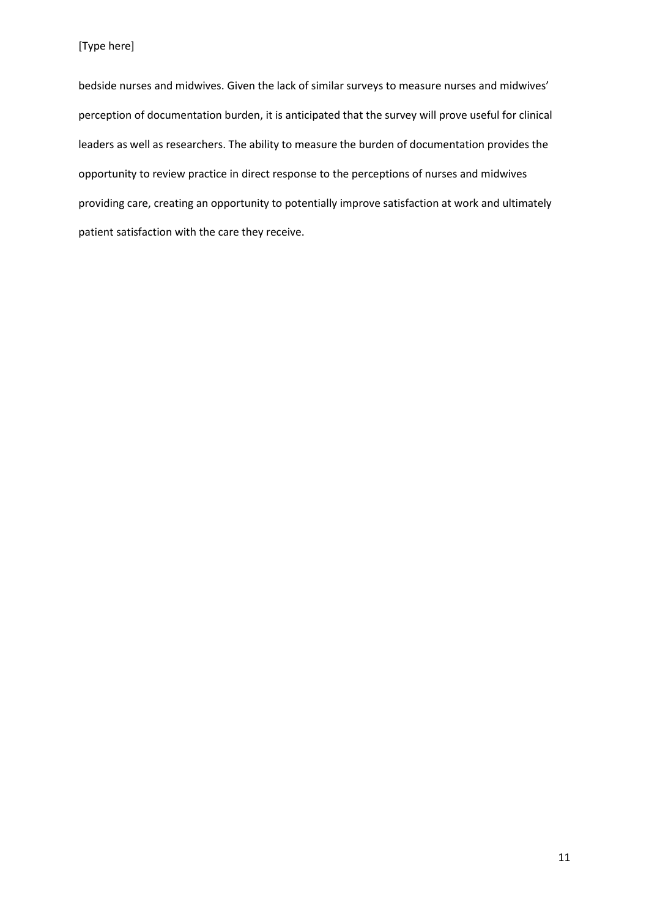bedside nurses and midwives. Given the lack of similar surveys to measure nurses and midwives' perception of documentation burden, it is anticipated that the survey will prove useful for clinical leaders as well as researchers. The ability to measure the burden of documentation provides the opportunity to review practice in direct response to the perceptions of nurses and midwives providing care, creating an opportunity to potentially improve satisfaction at work and ultimately patient satisfaction with the care they receive.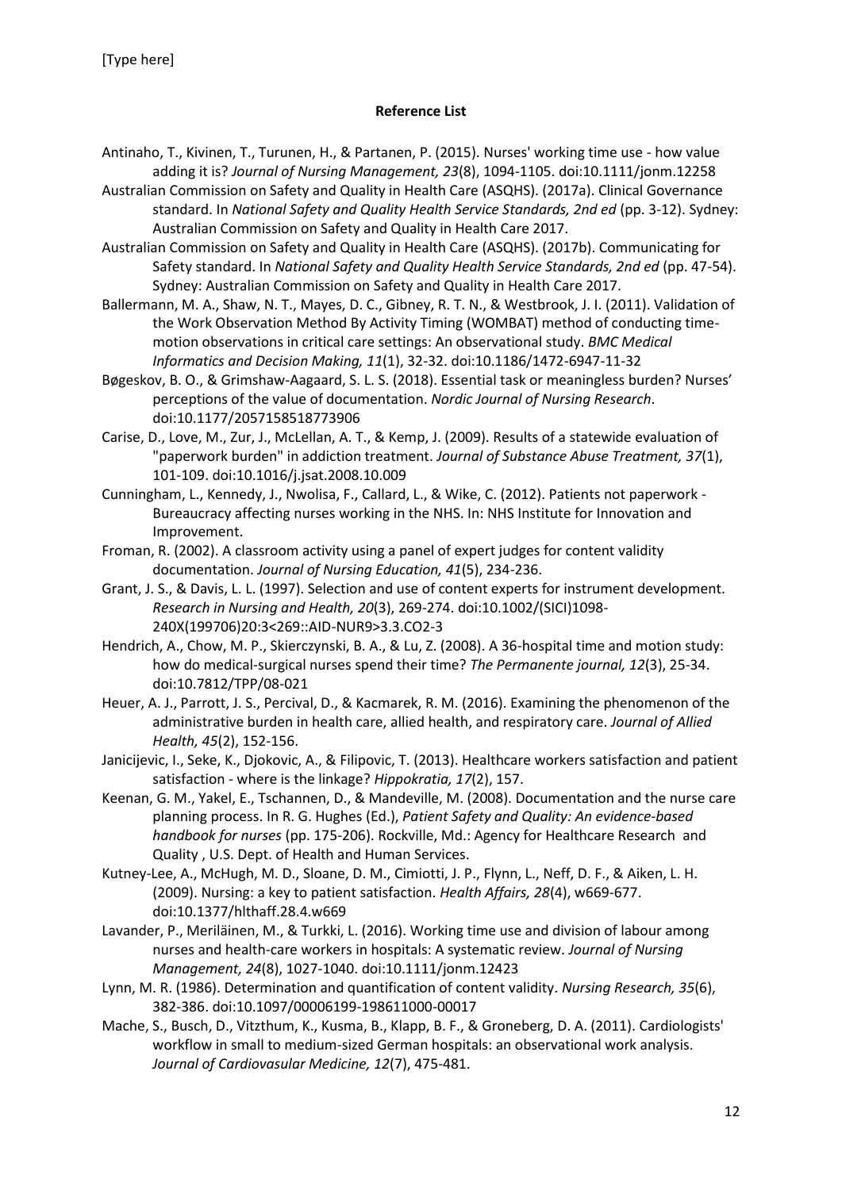**Reference List**

Antinaho, T., Kivinen, T., Turunen, H., & Partanen, P. (2015). Nurses' working time use - how value adding it is? *Journal of Nursing Management, 23*(8), 1094-1105. doi:10.1111/jonm.12258

Australian Commission on Safety and Quality in Health Care (ASQHS). (2017a). Clinical Governance standard. In *National Safety and Quality Health Service Standards, 2nd ed* (pp. 3-12). Sydney: Australian Commission on Safety and Quality in Health Care 2017.

Australian Commission on Safety and Quality in Health Care (ASQHS). (2017b). Communicating for Safety standard. In *National Safety and Quality Health Service Standards, 2nd ed* (pp. 47-54). Sydney: Australian Commission on Safety and Quality in Health Care 2017.

Ballermann, M. A., Shaw, N. T., Mayes, D. C., Gibney, R. T. N., & Westbrook, J. I. (2011). Validation of the Work Observation Method By Activity Timing (WOMBAT) method of conducting time-motion observations in critical care settings: An observational study. *BMC Medical Informatics and Decision Making, 11*(1), 32-32. doi:10.1186/1472-6947-11-32

Bøgeskov, B. O., & Grimshaw-Aagaard, S. L. S. (2018). Essential task or meaningless burden? Nurses' perceptions of the value of documentation. *Nordic Journal of Nursing Research*. doi:10.1177/2057158518773906

Carise, D., Love, M., Zur, J., McLellan, A. T., & Kemp, J. (2009). Results of a statewide evaluation of "paperwork burden" in addiction treatment. *Journal of Substance Abuse Treatment, 37*(1), 101-109. doi:10.1016/j.jsat.2008.10.009

Cunningham, L., Kennedy, J., Nwolisa, F., Callard, L., & Wike, C. (2012). Patients not paperwork - Bureaucracy affecting nurses working in the NHS. In: NHS Institute for Innovation and Improvement.

Froman, R. (2002). A classroom activity using a panel of expert judges for content validity documentation. *Journal of Nursing Education, 41*(5), 234-236.

Grant, J. S., & Davis, L. L. (1997). Selection and use of content experts for instrument development. *Research in Nursing and Health, 20*(3), 269-274. doi:10.1002/(SICI)1098-240X(199706)20:3<269::AID-NUR9>3.3.CO2-3

Hendrich, A., Chow, M. P., Skierczynski, B. A., & Lu, Z. (2008). A 36-hospital time and motion study: how do medical-surgical nurses spend their time? *The Permanente journal, 12*(3), 25-34. doi:10.7812/TPP/08-021

Heuer, A. J., Parrott, J. S., Percival, D., & Kacmarek, R. M. (2016). Examining the phenomenon of the administrative burden in health care, allied health, and respiratory care. *Journal of Allied Health, 45*(2), 152-156.

Janicijevic, I., Seke, K., Djokovic, A., & Filipovic, T. (2013). Healthcare workers satisfaction and patient satisfaction - where is the linkage? *Hippokratia, 17*(2), 157.

Keenan, G. M., Yakel, E., Tschannen, D., & Mandeville, M. (2008). Documentation and the nurse care planning process. In R. G. Hughes (Ed.), *Patient Safety and Quality: An evidence-based handbook for nurses* (pp. 175-206). Rockville, Md.: Agency for Healthcare Research and Quality , U.S. Dept. of Health and Human Services.

Kutney-Lee, A., McHugh, M. D., Sloane, D. M., Cimiotti, J. P., Flynn, L., Neff, D. F., & Aiken, L. H. (2009). Nursing: a key to patient satisfaction. *Health Affairs, 28*(4), w669-677. doi:10.1377/hlthaff.28.4.w669

Lavander, P., Meriläinen, M., & Turkki, L. (2016). Working time use and division of labour among nurses and health-care workers in hospitals: A systematic review. *Journal of Nursing Management, 24*(8), 1027-1040. doi:10.1111/jonm.12423

Lynn, M. R. (1986). Determination and quantification of content validity. *Nursing Research, 35*(6), 382-386. doi:10.1097/00006199-198611000-00017

Mache, S., Busch, D., Vitzthum, K., Kusma, B., Klapp, B. F., & Groneberg, D. A. (2011). Cardiologists' workflow in small to medium-sized German hospitals: an observational work analysis. *Journal of Cardiovasular Medicine, 12*(7), 475-481.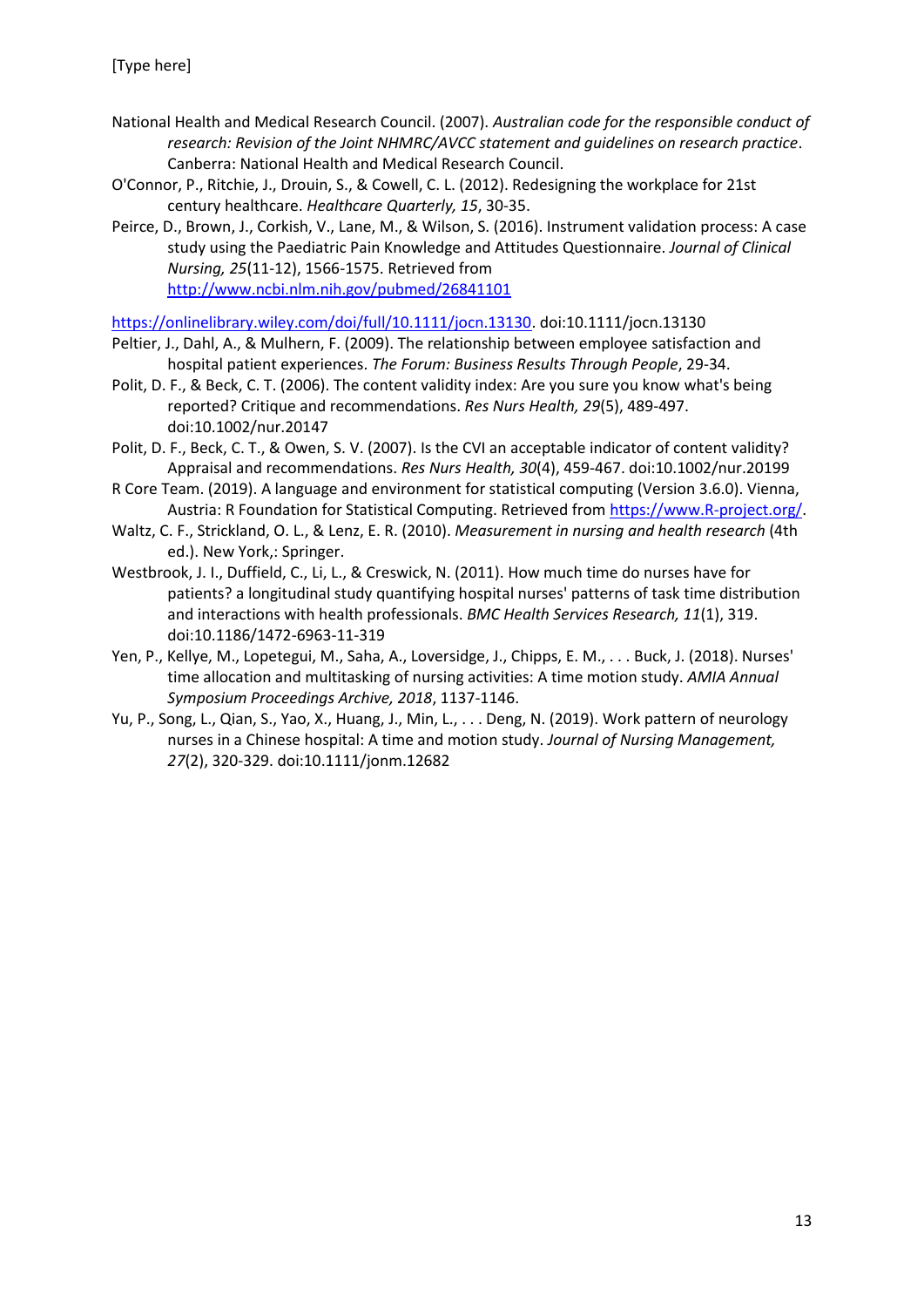National Health and Medical Research Council. (2007). *Australian code for the responsible conduct of research: Revision of the Joint NHMRC/AVCC statement and guidelines on research practice*. Canberra: National Health and Medical Research Council.

O'Connor, P., Ritchie, J., Drouin, S., & Cowell, C. L. (2012). Redesigning the workplace for 21st century healthcare. *Healthcare Quarterly, 15*, 30-35.

Peirce, D., Brown, J., Corkish, V., Lane, M., & Wilson, S. (2016). Instrument validation process: A case study using the Paediatric Pain Knowledge and Attitudes Questionnaire. *Journal of Clinical Nursing, 25*(11-12), 1566-1575. Retrieved from http://www.ncbi.nlm.nih.gov/pubmed/26841101

https://onlinelibrary.wiley.com/doi/full/10.1111/jocn.13130. doi:10.1111/jocn.13130

Peltier, J., Dahl, A., & Mulhern, F. (2009). The relationship between employee satisfaction and hospital patient experiences. *The Forum: Business Results Through People*, 29-34.

Polit, D. F., & Beck, C. T. (2006). The content validity index: Are you sure you know what's being reported? Critique and recommendations. *Res Nurs Health, 29*(5), 489-497. doi:10.1002/nur.20147

Polit, D. F., Beck, C. T., & Owen, S. V. (2007). Is the CVI an acceptable indicator of content validity? Appraisal and recommendations. *Res Nurs Health, 30*(4), 459-467. doi:10.1002/nur.20199

R Core Team. (2019). A language and environment for statistical computing (Version 3.6.0). Vienna, Austria: R Foundation for Statistical Computing. Retrieved from https://www.R-project.org/.

Waltz, C. F., Strickland, O. L., & Lenz, E. R. (2010). *Measurement in nursing and health research* (4th ed.). New York,: Springer.

Westbrook, J. I., Duffield, C., Li, L., & Creswick, N. (2011). How much time do nurses have for patients? a longitudinal study quantifying hospital nurses' patterns of task time distribution and interactions with health professionals. *BMC Health Services Research, 11*(1), 319. doi:10.1186/1472-6963-11-319

Yen, P., Kellye, M., Lopetegui, M., Saha, A., Loversidge, J., Chipps, E. M., . . . Buck, J. (2018). Nurses' time allocation and multitasking of nursing activities: A time motion study. *AMIA Annual Symposium Proceedings Archive, 2018*, 1137-1146.

Yu, P., Song, L., Qian, S., Yao, X., Huang, J., Min, L., . . . Deng, N. (2019). Work pattern of neurology nurses in a Chinese hospital: A time and motion study. *Journal of Nursing Management, 27*(2), 320-329. doi:10.1111/jonm.12682